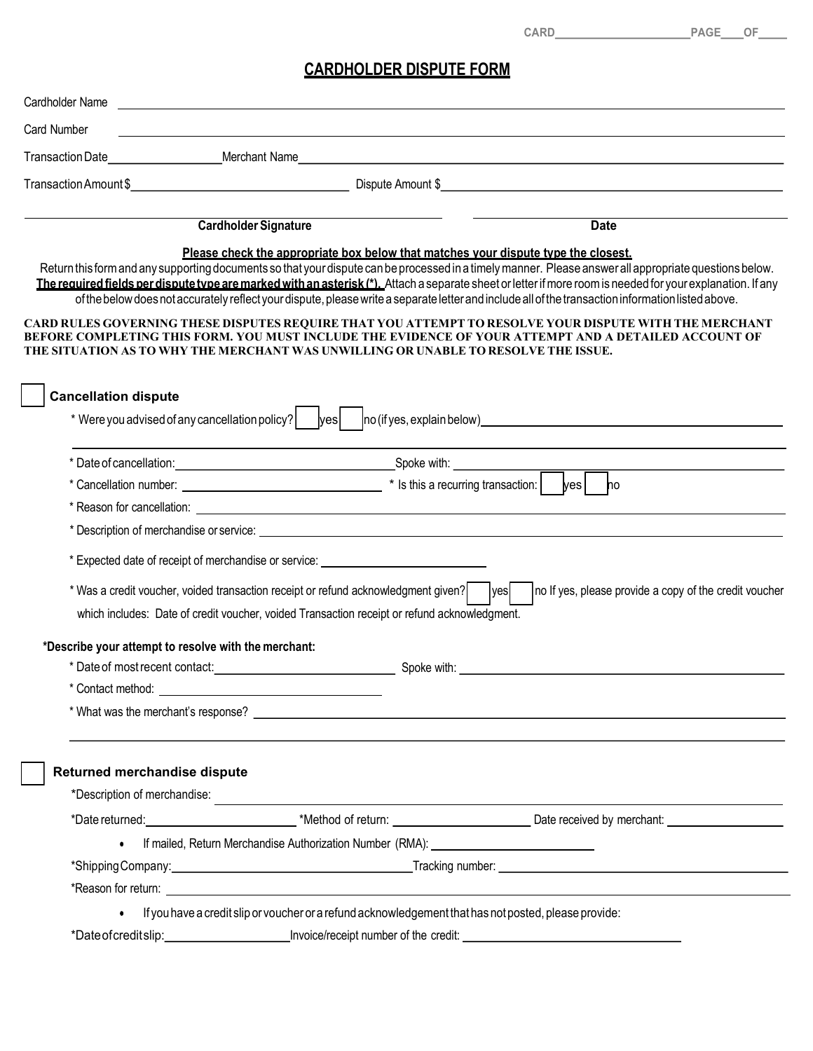CARD\_\_\_\_\_\_\_\_\_\_\_\_\_\_\_\_\_\_\_\_ PAGE\_\_\_\_OF\_\_\_\_

# CARDHOLDER DISPUTE FORM

Cardholder Name \_\_\_\_\_\_\_\_\_\_\_\_\_\_\_\_\_\_\_\_\_\_\_\_\_\_\_\_\_\_\_\_\_\_\_\_\_\_\_\_

Card Number \_\_\_\_\_\_\_\_\_\_\_\_\_\_\_\_\_\_\_\_\_\_\_\_\_\_\_\_\_\_\_\_\_\_\_\_\_\_\_\_

Transaction Date\_\_\_\_\_\_\_\_\_\_\_\_\_\_\_\_ Merchant Name\_\_\_\_\_\_\_\_\_\_\_\_\_\_\_\_\_\_\_\_\_\_\_\_\_\_\_\_\_\_

Transaction Amount $\_\_\_\_\_\_\_\_\_\_\_\_\_\_\_\_\_\_\_\_ Dispute Amount $\_\_\_\_\_\_\_\_\_\_\_\_\_\_\_\_\_\_\_\_

\_\_\_\_\_\_\_\_\_\_\_\_\_\_\_\_\_\_\_\_\_\_\_\_\_\_\_\_ \_\_\_\_\_\_\_\_\_\_\_\_\_\_\_\_\_\_\_\_\_\_\_\_\_\_\_\_

**Cardholder Signature** **Date**

**Please check the appropriate box below that matches your dispute type the closest.**

Return this form and any supporting documents so that your dispute can be processed in a timely manner. Please answer all appropriate questions below. **The required fields per dispute type are marked with an asterisk (*).** Attach a separate sheet or letter if more room is needed for your explanation. If any of the below does not accurately reflect your dispute, please write a separate letter and include all of the transaction information listed above.

**CARD RULES GOVERNING THESE DISPUTES REQUIRE THAT YOU ATTEMPT TO RESOLVE YOUR DISPUTE WITH THE MERCHANT BEFORE COMPLETING THIS FORM. YOU MUST INCLUDE THE EVIDENCE OF YOUR ATTEMPT AND A DETAILED ACCOUNT OF THE SITUATION AS TO WHY THE MERCHANT WAS UNWILLING OR UNABLE TO RESOLVE THE ISSUE.**

☐ **Cancellation dispute**

- \* Were you advised of any cancellation policy? ☐ yes ☐ no (if yes, explain below)\_\_\_\_\_\_\_\_\_\_\_\_\_\_\_\_\_\_\_\_\_\_\_\_\_\_\_\_\_\_\_\_\_\_\_\_\_\_\_\_
- \* Date of cancellation:\_\_\_\_\_\_\_\_\_\_\_\_\_\_\_\_\_\_\_\_ Spoke with: \_\_\_\_\_\_\_\_\_\_\_\_\_\_\_\_\_\_\_\_
- \* Cancellation number: \_\_\_\_\_\_\_\_\_\_\_\_\_\_\_\_\_\_\_\_ \* Is this a recurring transaction: ☐ yes ☐ no
- \* Reason for cancellation: \_\_\_\_\_\_\_\_\_\_\_\_\_\_\_\_\_\_\_\_\_\_\_\_\_\_\_\_\_\_\_\_\_\_\_\_\_\_\_\_
- \* Description of merchandise or service: \_\_\_\_\_\_\_\_\_\_\_\_\_\_\_\_\_\_\_\_\_\_\_\_\_\_\_\_\_\_\_\_\_\_\_\_\_\_\_\_
- \* Expected date of receipt of merchandise or service: \_\_\_\_\_\_\_\_\_\_\_\_\_\_\_\_\_\_\_\_
- \* Was a credit voucher, voided transaction receipt or refund acknowledgment given? ☐ yes ☐ no If yes, please provide a copy of the credit voucher which includes: Date of credit voucher, voided Transaction receipt or refund acknowledgment.

**\*Describe your attempt to resolve with the merchant:**

- \* Date of most recent contact:\_\_\_\_\_\_\_\_\_\_\_\_\_\_\_\_\_\_\_\_ Spoke with: \_\_\_\_\_\_\_\_\_\_\_\_\_\_\_\_\_\_\_\_
- \* Contact method: \_\_\_\_\_\_\_\_\_\_\_\_\_\_\_\_\_\_\_\_
- \* What was the merchant's response? \_\_\_\_\_\_\_\_\_\_\_\_\_\_\_\_\_\_\_\_\_\_\_\_\_\_\_\_\_\_\_\_\_\_\_\_\_\_\_\_

☐ **Returned merchandise dispute**

- \*Description of merchandise: \_\_\_\_\_\_\_\_\_\_\_\_\_\_\_\_\_\_\_\_\_\_\_\_\_\_\_\_\_\_\_\_\_\_\_\_\_\_\_\_
- \*Date returned:\_\_\_\_\_\_\_\_\_\_\_\_\_\_\_\_ \*Method of return: \_\_\_\_\_\_\_\_\_\_\_\_\_\_\_\_ Date received by merchant: \_\_\_\_\_\_\_\_\_\_\_\_\_\_\_\_
  - If mailed, Return Merchandise Authorization Number (RMA): \_\_\_\_\_\_\_\_\_\_\_\_\_\_\_\_\_\_\_\_
- \*Shipping Company:\_\_\_\_\_\_\_\_\_\_\_\_\_\_\_\_\_\_\_\_ Tracking number: \_\_\_\_\_\_\_\_\_\_\_\_\_\_\_\_\_\_\_\_
- \*Reason for return: \_\_\_\_\_\_\_\_\_\_\_\_\_\_\_\_\_\_\_\_\_\_\_\_\_\_\_\_\_\_\_\_\_\_\_\_\_\_\_\_
  - If you have a credit slip or voucher or a refund acknowledgement that has not posted, please provide:
- \*Date of credit slip:\_\_\_\_\_\_\_\_\_\_\_\_\_\_\_\_ Invoice/receipt number of the credit: \_\_\_\_\_\_\_\_\_\_\_\_\_\_\_\_\_\_\_\_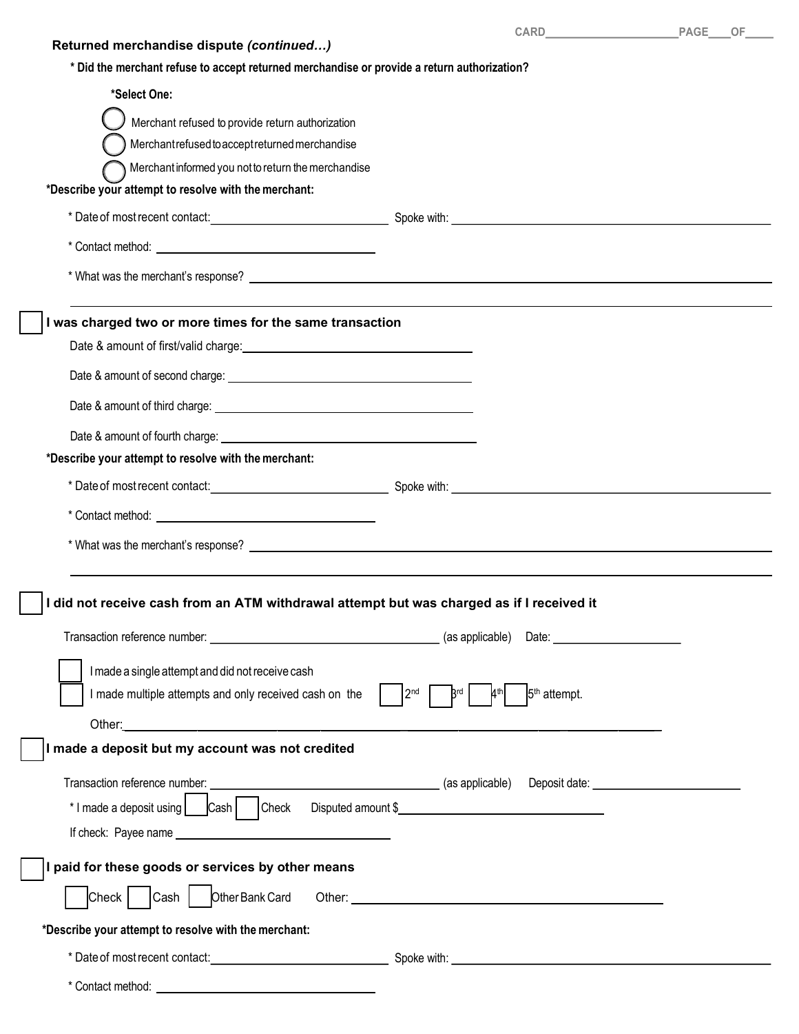**Returned merchandise dispute** ***(continued…)***

**\* Did the merchant refuse to accept returned merchandise or provide a return authorization?**

**\*Select One:**

- ◯ Merchant refused to provide return authorization
- ◯ Merchant refused to accept returned merchandise
- ◯ Merchant informed you not to return the merchandise

**\*Describe your attempt to resolve with the merchant:**

\* Date of most recent contact: ______________________ Spoke with: ______________________

\* Contact method: ______________________

\* What was the merchant's response? ______________________

______________________

☐ **I was charged two or more times for the same transaction**

Date & amount of first/valid charge: ______________________

Date & amount of second charge: ______________________

Date & amount of third charge: ______________________

Date & amount of fourth charge: ______________________

**\*Describe your attempt to resolve with the merchant:**

\* Date of most recent contact: ______________________ Spoke with: ______________________

\* Contact method: ______________________

\* What was the merchant's response? ______________________

______________________

☐ **I did not receive cash from an ATM withdrawal attempt but was charged as if I received it**

Transaction reference number: ______________________ (as applicable) Date: ______________________

☐ I made a single attempt and did not receive cash

☐ I made multiple attempts and only received cash on the ☐ 2nd ☐ 3rd ☐ 4th ☐ 5th attempt.

Other: ______________________

☐ **I made a deposit but my account was not credited**

Transaction reference number: ______________________ (as applicable) Deposit date: ______________________

\* I made a deposit using ☐ Cash ☐ Check Disputed amount $______________________

If check: Payee name ______________________

☐ **I paid for these goods or services by other means**

☐ Check ☐ Cash ☐ Other Bank Card Other: ______________________

**\*Describe your attempt to resolve with the merchant:**

\* Date of most recent contact: ______________________ Spoke with: ______________________

\* Contact method: ______________________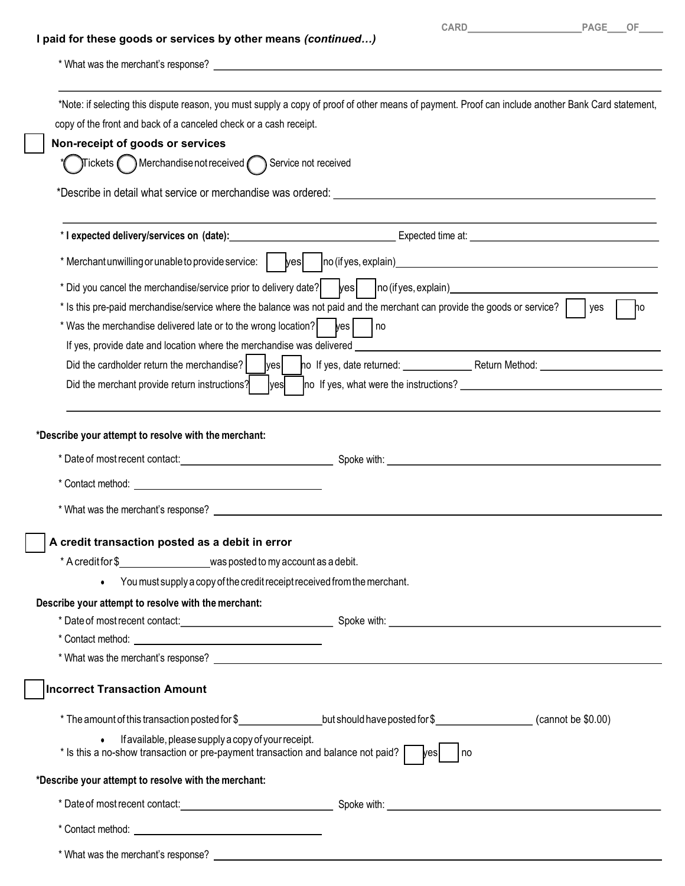**I paid for these goods or services by other means *(continued…)***

\* What was the merchant's response? ______________________________

______________________________

\*Note: if selecting this dispute reason, you must supply a copy of proof of other means of payment. Proof can include another Bank Card statement, copy of the front and back of a canceled check or a cash receipt.

☐ **Non-receipt of goods or services**

\* ◯ Tickets ◯ Merchandise not received ◯ Service not received

\*Describe in detail what service or merchandise was ordered: ______________________________

______________________________

\* **I expected delivery/services on (date):** ______________ Expected time at: ______________

\* Merchant unwilling or unable to provide service: ☐ yes ☐ no (if yes, explain) ______________

\* Did you cancel the merchandise/service prior to delivery date? ☐ yes ☐ no (if yes, explain) ______________

\* Is this pre-paid merchandise/service where the balance was not paid and the merchant can provide the goods or service? ☐ yes ☐ no

\* Was the merchandise delivered late or to the wrong location? ☐ yes ☐ no

If yes, provide date and location where the merchandise was delivered ______________

Did the cardholder return the merchandise? ☐ yes ☐ no If yes, date returned: ______________ Return Method: ______________

Did the merchant provide return instructions? ☐ yes ☐ no If yes, what were the instructions? ______________

______________________________

**\*Describe your attempt to resolve with the merchant:**

\* Date of most recent contact: ______________ Spoke with: ______________

\* Contact method: ______________

\* What was the merchant's response? ______________________________

☐ **A credit transaction posted as a debit in error**

\* A credit for $______________ was posted to my account as a debit.

- You must supply a copy of the credit receipt received from the merchant.

**Describe your attempt to resolve with the merchant:**

\* Date of most recent contact: ______________ Spoke with: ______________

\* Contact method: ______________

\* What was the merchant's response? ______________________________

☐ **Incorrect Transaction Amount**

\* The amount of this transaction posted for $______________ but should have posted for $______________ (cannot be $0.00)

- If available, please supply a copy of your receipt.

\* Is this a no-show transaction or pre-payment transaction and balance not paid? ☐ yes ☐ no

**\*Describe your attempt to resolve with the merchant:**

\* Date of most recent contact: ______________ Spoke with: ______________

\* Contact method: ______________

\* What was the merchant's response? ______________________________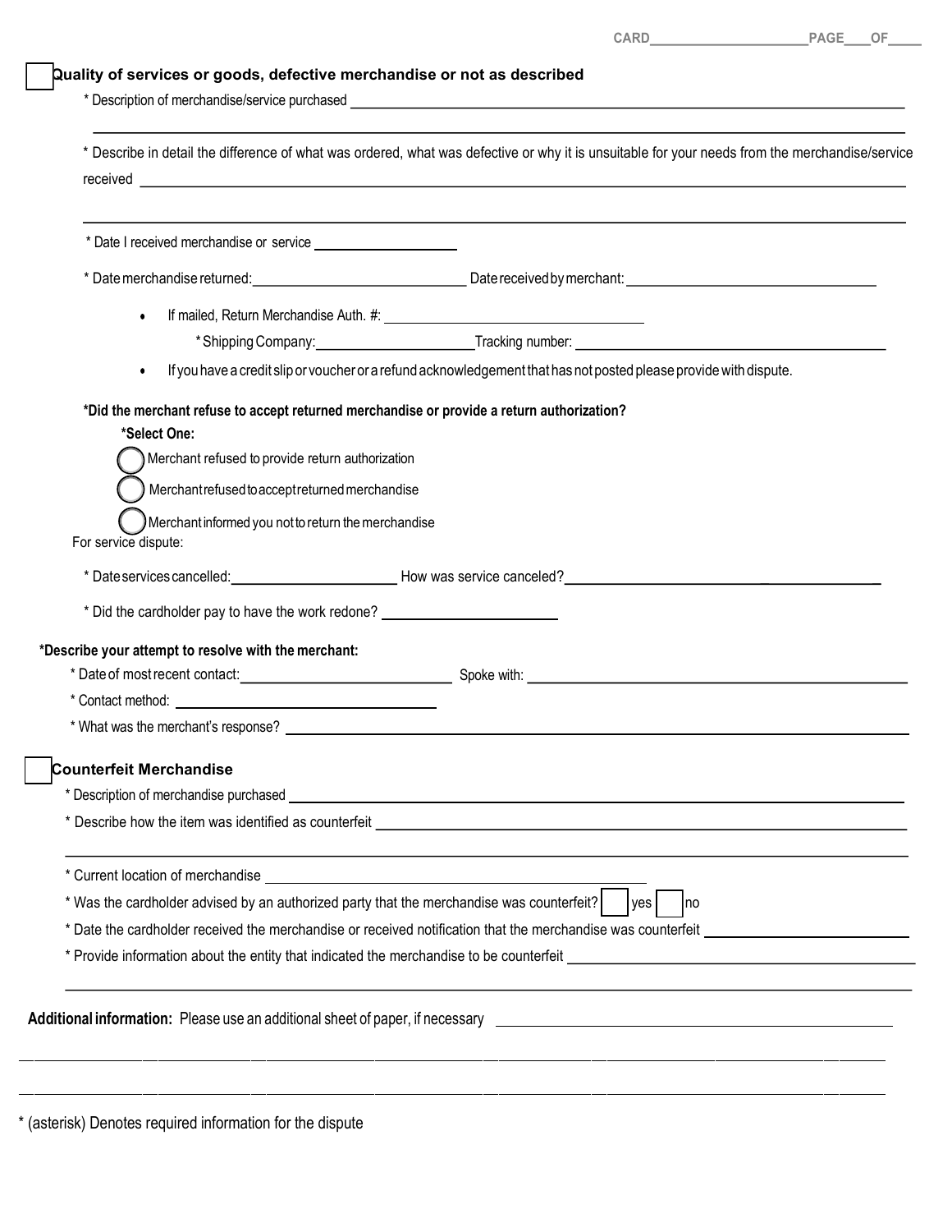CARD____________________ PAGE___OF____

☐ **Quality of services or goods, defective merchandise or not as described**

* Description of merchandise/service purchased ______________________________________________

______________________________________________

* Describe in detail the difference of what was ordered, what was defective or why it is unsuitable for your needs from the merchandise/service received ______________________________________________

______________________________________________

* Date I received merchandise or service __________________

* Date merchandise returned: ____________________ Date received by merchant: ____________________

- If mailed, Return Merchandise Auth. #: ____________________
  - * Shipping Company: ____________________ Tracking number: ____________________
- If you have a credit slip or voucher or a refund acknowledgement that has not posted please provide with dispute.

**\*Did the merchant refuse to accept returned merchandise or provide a return authorization?**

**\*Select One:**

◯ Merchant refused to provide return authorization

◯ Merchant refused to accept returned merchandise

◯ Merchant informed you not to return the merchandise

For service dispute:

* Date services cancelled: ____________________ How was service canceled? ____________________

* Did the cardholder pay to have the work redone? ____________________

**\*Describe your attempt to resolve with the merchant:**

* Date of most recent contact: ____________________ Spoke with: ____________________

* Contact method: ____________________

* What was the merchant's response? ______________________________________________

☐ **Counterfeit Merchandise**

* Description of merchandise purchased ______________________________________________

* Describe how the item was identified as counterfeit ______________________________________________

______________________________________________

* Current location of merchandise ____________________

* Was the cardholder advised by an authorized party that the merchandise was counterfeit? ☐ yes ☐ no

* Date the cardholder received the merchandise or received notification that the merchandise was counterfeit ____________________

* Provide information about the entity that indicated the merchandise to be counterfeit ____________________

______________________________________________

**Additional information:** Please use an additional sheet of paper, if necessary ______________________________________________

______________________________________________

______________________________________________

* (asterisk) Denotes required information for the dispute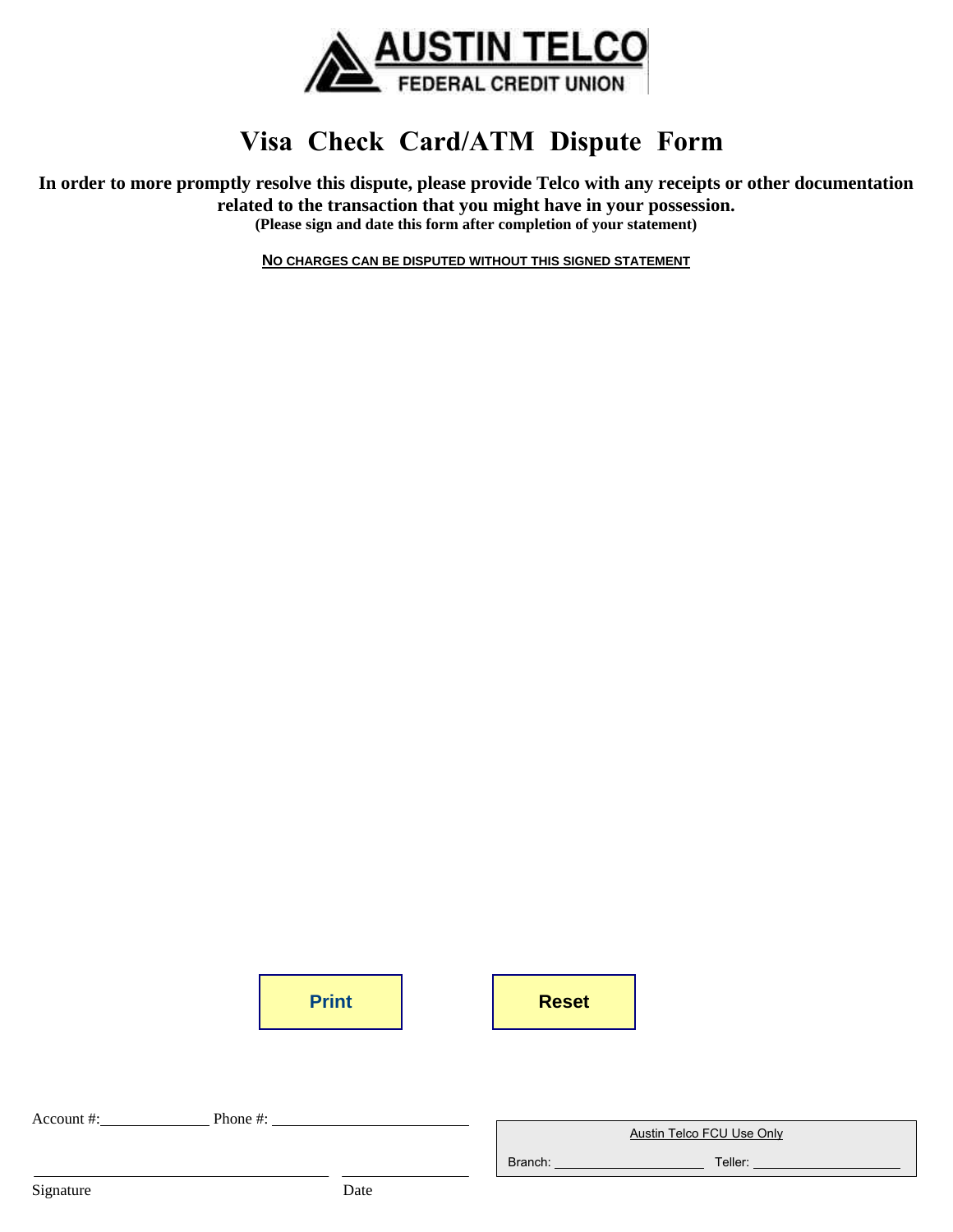AUSTIN TELCO
FEDERAL CREDIT UNION

# Visa Check Card/ATM Dispute Form

**In order to more promptly resolve this dispute, please provide Telco with any receipts or other documentation related to the transaction that you might have in your possession.**
**(Please sign and date this form after completion of your statement)**

**NO CHARGES CAN BE DISPUTED WITHOUT THIS SIGNED STATEMENT**

Print

Reset

Account #:______________ Phone #: __________________________

____________________________________ ______________
Signature Date

Austin Telco FCU Use Only

Branch: ____________________ Teller: ____________________